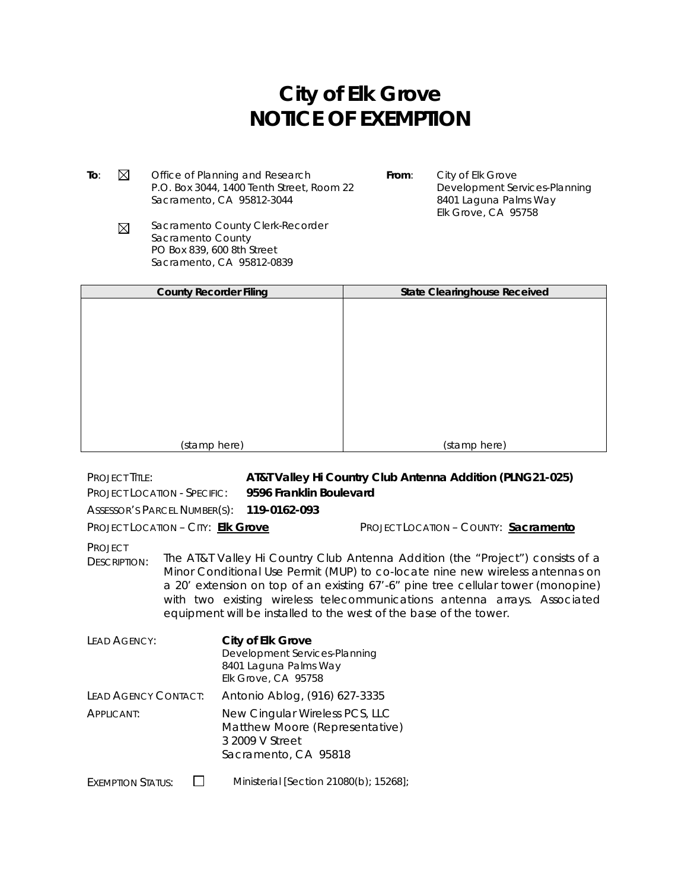# City of Elk Grove
# NOTICE OF EXEMPTION

**To**: ☒ Office of Planning and Research
P.O. Box 3044, 1400 Tenth Street, Room 22
Sacramento, CA 95812-3044

☒ Sacramento County Clerk-Recorder
Sacramento County
PO Box 839, 600 8th Street
Sacramento, CA 95812-0839

**From**: City of Elk Grove
Development Services-Planning
8401 Laguna Palms Way
Elk Grove, CA 95758

| County Recorder Filing | State Clearinghouse Received |
|---|---|
| (stamp here) | (stamp here) |

PROJECT TITLE: **AT&T Valley Hi Country Club Antenna Addition (PLNG21-025)**

PROJECT LOCATION - SPECIFIC: **9596 Franklin Boulevard**

ASSESSOR'S PARCEL NUMBER(S): **119-0162-093**

PROJECT LOCATION – CITY: **Elk Grove**

PROJECT LOCATION – COUNTY: **Sacramento**

PROJECT DESCRIPTION: The AT&T Valley Hi Country Club Antenna Addition (the "Project") consists of a Minor Conditional Use Permit (MUP) to co-locate nine new wireless antennas on a 20' extension on top of an existing 67'-6" pine tree cellular tower (monopine) with two existing wireless telecommunications antenna arrays. Associated equipment will be installed to the west of the base of the tower.

LEAD AGENCY: **City of Elk Grove**
Development Services-Planning
8401 Laguna Palms Way
Elk Grove, CA 95758

LEAD AGENCY CONTACT: Antonio Ablog, (916) 627-3335

APPLICANT: New Cingular Wireless PCS, LLC
Matthew Moore (Representative)
3 2009 V Street
Sacramento, CA 95818

EXEMPTION STATUS: ☐ Ministerial [Section 21080(b); 15268];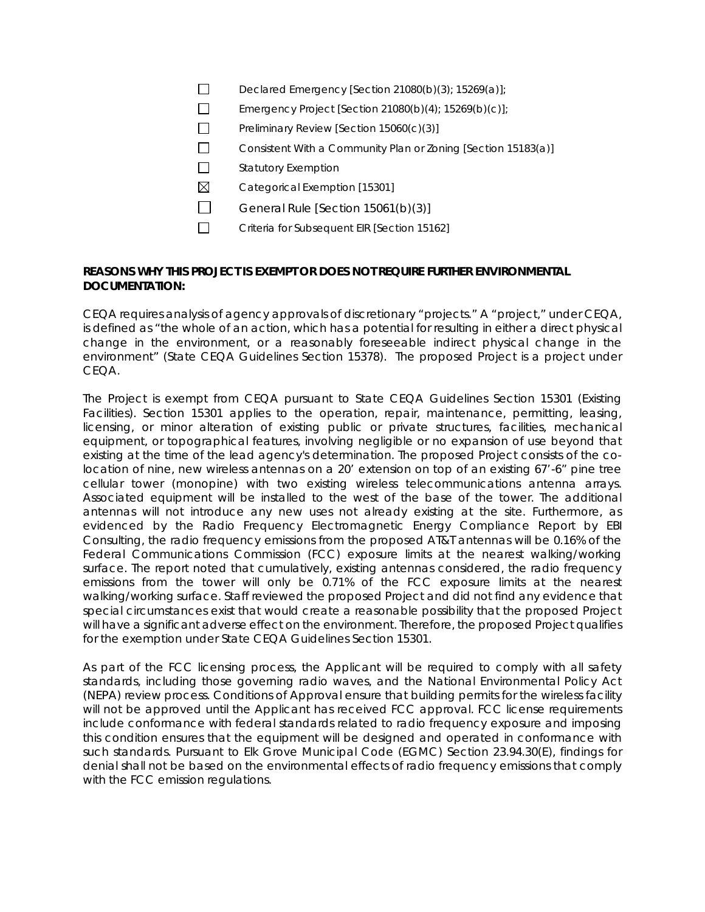- ☐ Declared Emergency [Section 21080(b)(3); 15269(a)];
- ☐ Emergency Project [Section 21080(b)(4); 15269(b)(c)];
- ☐ Preliminary Review [Section 15060(c)(3)]
- ☐ Consistent With a Community Plan or Zoning [Section 15183(a)]
- ☐ Statutory Exemption
- ☒ Categorical Exemption [15301]
- ☐ General Rule [Section 15061(b)(3)]
- ☐ Criteria for Subsequent EIR [Section 15162]

**REASONS WHY THIS PROJECT IS EXEMPT OR DOES NOT REQUIRE FURTHER ENVIRONMENTAL DOCUMENTATION:**

CEQA requires analysis of agency approvals of discretionary "projects." A "project," under CEQA, is defined as "the whole of an action, which has a potential for resulting in either a direct physical change in the environment, or a reasonably foreseeable indirect physical change in the environment" (State CEQA Guidelines Section 15378). The proposed Project is a project under CEQA.

The Project is exempt from CEQA pursuant to State CEQA Guidelines Section 15301 (Existing Facilities). Section 15301 applies to the operation, repair, maintenance, permitting, leasing, licensing, or minor alteration of existing public or private structures, facilities, mechanical equipment, or topographical features, involving negligible or no expansion of use beyond that existing at the time of the lead agency's determination. The proposed Project consists of the co-location of nine, new wireless antennas on a 20' extension on top of an existing 67'-6" pine tree cellular tower (monopine) with two existing wireless telecommunications antenna arrays. Associated equipment will be installed to the west of the base of the tower. The additional antennas will not introduce any new uses not already existing at the site. Furthermore, as evidenced by the Radio Frequency Electromagnetic Energy Compliance Report by EBI Consulting, the radio frequency emissions from the proposed AT&T antennas will be 0.16% of the Federal Communications Commission (FCC) exposure limits at the nearest walking/working surface. The report noted that cumulatively, existing antennas considered, the radio frequency emissions from the tower will only be 0.71% of the FCC exposure limits at the nearest walking/working surface. Staff reviewed the proposed Project and did not find any evidence that special circumstances exist that would create a reasonable possibility that the proposed Project will have a significant adverse effect on the environment. Therefore, the proposed Project qualifies for the exemption under State CEQA Guidelines Section 15301.

As part of the FCC licensing process, the Applicant will be required to comply with all safety standards, including those governing radio waves, and the National Environmental Policy Act (NEPA) review process. Conditions of Approval ensure that building permits for the wireless facility will not be approved until the Applicant has received FCC approval. FCC license requirements include conformance with federal standards related to radio frequency exposure and imposing this condition ensures that the equipment will be designed and operated in conformance with such standards. Pursuant to Elk Grove Municipal Code (EGMC) Section 23.94.30(E), findings for denial shall not be based on the environmental effects of radio frequency emissions that comply with the FCC emission regulations.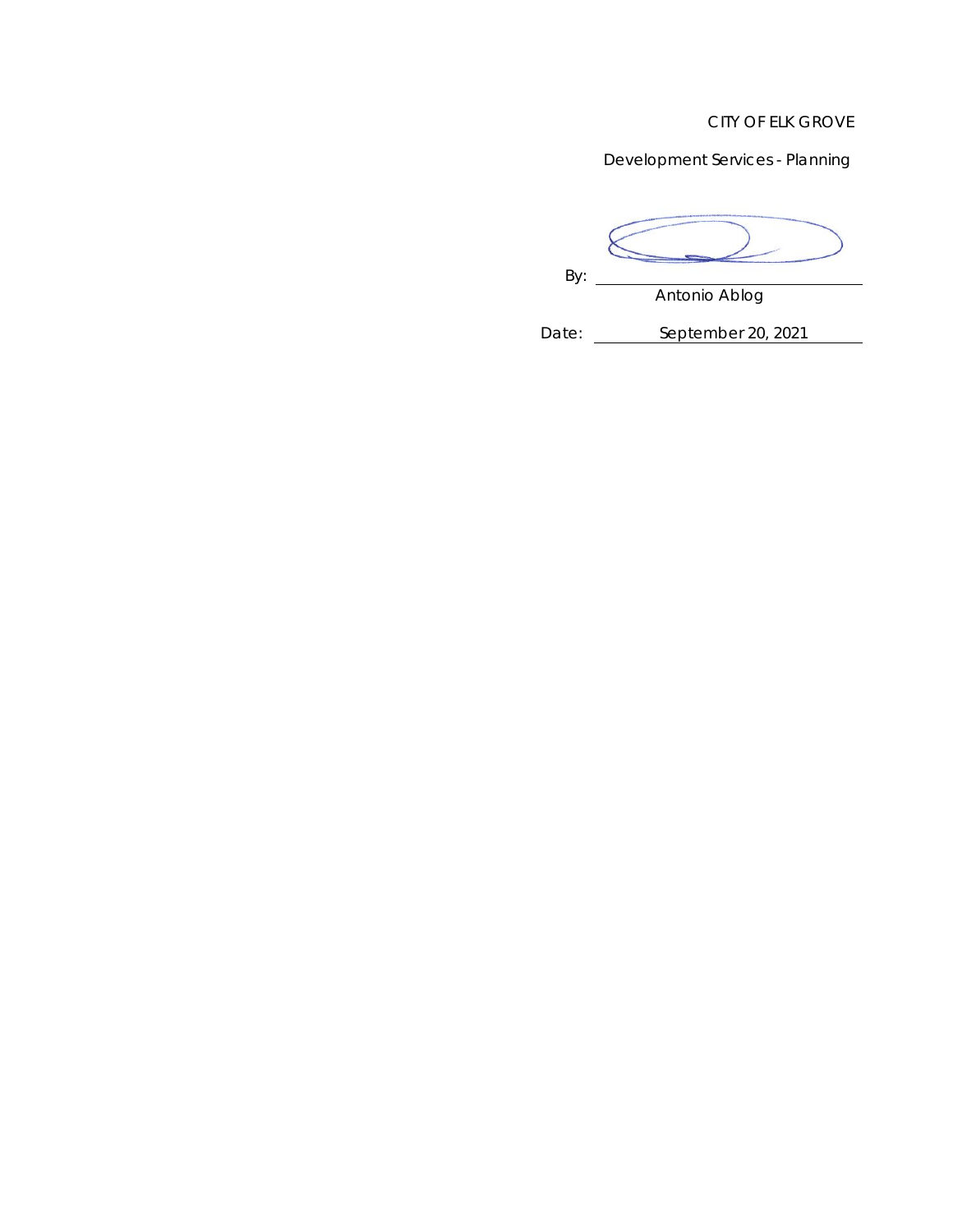CITY OF ELK GROVE

Development Services - Planning

By: ______________________

Antonio Ablog

Date: September 20, 2021